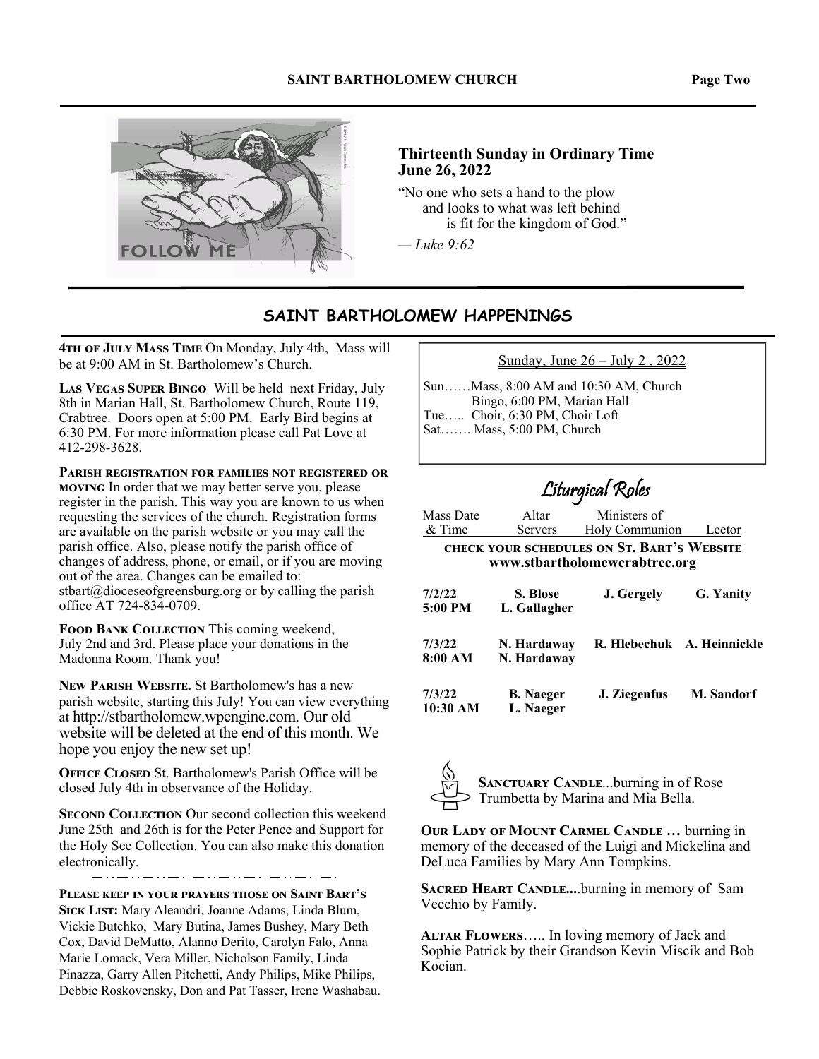**Thirteenth Sunday in Ordinary Time**
**June 26, 2022**

"No one who sets a hand to the plow
and looks to what was left behind
is fit for the kingdom of God."

*— Luke 9:62*

## SAINT BARTHOLOMEW HAPPENINGS

**4TH OF JULY MASS TIME** On Monday, July 4th, Mass will be at 9:00 AM in St. Bartholomew's Church.

**LAS VEGAS SUPER BINGO** Will be held next Friday, July 8th in Marian Hall, St. Bartholomew Church, Route 119, Crabtree. Doors open at 5:00 PM. Early Bird begins at 6:30 PM. For more information please call Pat Love at 412-298-3628.

**PARISH REGISTRATION FOR FAMILIES NOT REGISTERED OR MOVING** In order that we may better serve you, please register in the parish. This way you are known to us when requesting the services of the church. Registration forms are available on the parish website or you may call the parish office. Also, please notify the parish office of changes of address, phone, or email, or if you are moving out of the area. Changes can be emailed to: stbart@dioceseofgreensburg.org or by calling the parish office AT 724-834-0709.

**FOOD BANK COLLECTION** This coming weekend, July 2nd and 3rd. Please place your donations in the Madonna Room. Thank you!

**NEW PARISH WEBSITE.** St Bartholomew's has a new parish website, starting this July! You can view everything at http://stbartholomew.wpengine.com. Our old website will be deleted at the end of this month. We hope you enjoy the new set up!

**OFFICE CLOSED** St. Bartholomew's Parish Office will be closed July 4th in observance of the Holiday.

**SECOND COLLECTION** Our second collection this weekend June 25th and 26th is for the Peter Pence and Support for the Holy See Collection. You can also make this donation electronically.

**PLEASE KEEP IN YOUR PRAYERS THOSE ON SAINT BART'S SICK LIST:** Mary Aleandri, Joanne Adams, Linda Blum, Vickie Butchko, Mary Butina, James Bushey, Mary Beth Cox, David DeMatto, Alanno Derito, Carolyn Falo, Anna Marie Lomack, Vera Miller, Nicholson Family, Linda Pinazza, Garry Allen Pitchetti, Andy Philips, Mike Philips, Debbie Roskovensky, Don and Pat Tasser, Irene Washabau.

Sunday, June 26 – July 2 , 2022

Sun……Mass, 8:00 AM and 10:30 AM, Church
Bingo, 6:00 PM, Marian Hall
Tue….. Choir, 6:30 PM, Choir Loft
Sat……. Mass, 5:00 PM, Church

### Liturgical Roles

**CHECK YOUR SCHEDULES ON ST. BART'S WEBSITE**
**www.stbartholomewcrabtree.org**

| Mass Date & Time | Altar Servers | Ministers of Holy Communion | Lector |
|---|---|---|---|
| **7/2/22 5:00 PM** | **S. Blose, L. Gallagher** | **J. Gergely** | **G. Yanity** |
| **7/3/22 8:00 AM** | **N. Hardaway, N. Hardaway** | **R. Hlebechuk** | **A. Heinnickle** |
| **7/3/22 10:30 AM** | **B. Naeger, L. Naeger** | **J. Ziegenfus** | **M. Sandorf** |

**SANCTUARY CANDLE**...burning in of Rose Trumbetta by Marina and Mia Bella.

**OUR LADY OF MOUNT CARMEL CANDLE …** burning in memory of the deceased of the Luigi and Mickelina and DeLuca Families by Mary Ann Tompkins.

**SACRED HEART CANDLE....**burning in memory of Sam Vecchio by Family.

**ALTAR FLOWERS**….. In loving memory of Jack and Sophie Patrick by their Grandson Kevin Miscik and Bob Kocian.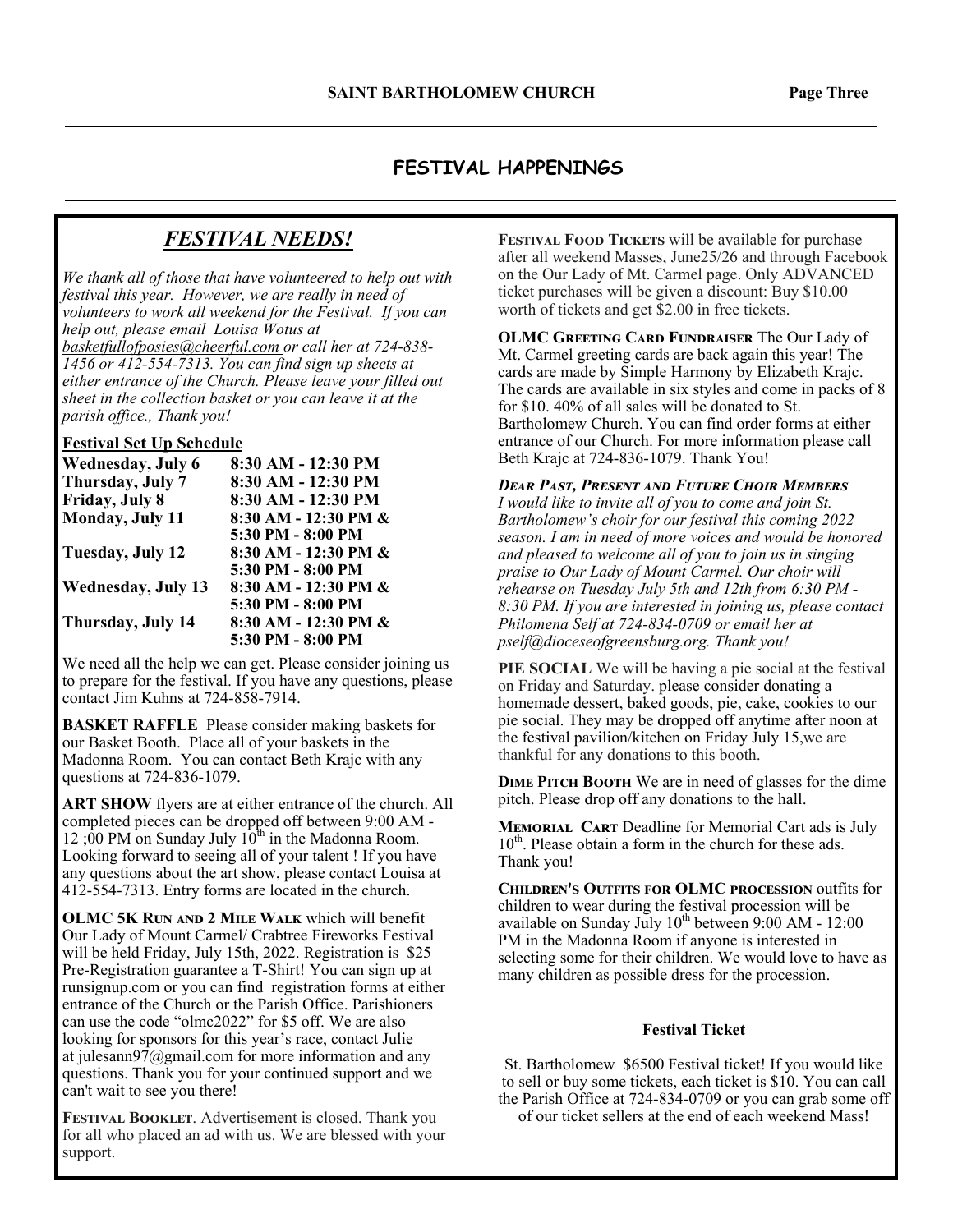## FESTIVAL HAPPENINGS

### *FESTIVAL NEEDS!*

*We thank all of those that have volunteered to help out with festival this year. However, we are really in need of volunteers to work all weekend for the Festival. If you can help out, please email Louisa Wotus at basketfullofposies@cheerful.com or call her at 724-838-1456 or 412-554-7313. You can find sign up sheets at either entrance of the Church. Please leave your filled out sheet in the collection basket or you can leave it at the parish office., Thank you!*

**Festival Set Up Schedule**

| | |
|---|---|
| **Wednesday, July 6** | **8:30 AM - 12:30 PM** |
| **Thursday, July 7** | **8:30 AM - 12:30 PM** |
| **Friday, July 8** | **8:30 AM - 12:30 PM** |
| **Monday, July 11** | **8:30 AM - 12:30 PM & 5:30 PM - 8:00 PM** |
| **Tuesday, July 12** | **8:30 AM - 12:30 PM & 5:30 PM - 8:00 PM** |
| **Wednesday, July 13** | **8:30 AM - 12:30 PM & 5:30 PM - 8:00 PM** |
| **Thursday, July 14** | **8:30 AM - 12:30 PM & 5:30 PM - 8:00 PM** |

We need all the help we can get. Please consider joining us to prepare for the festival. If you have any questions, please contact Jim Kuhns at 724-858-7914.

**BASKET RAFFLE** Please consider making baskets for our Basket Booth. Place all of your baskets in the Madonna Room. You can contact Beth Krajc with any questions at 724-836-1079.

**ART SHOW** flyers are at either entrance of the church. All completed pieces can be dropped off between 9:00 AM - 12 ;00 PM on Sunday July 10th in the Madonna Room. Looking forward to seeing all of your talent ! If you have any questions about the art show, please contact Louisa at 412-554-7313. Entry forms are located in the church.

**OLMC 5K RUN AND 2 MILE WALK** which will benefit Our Lady of Mount Carmel/ Crabtree Fireworks Festival will be held Friday, July 15th, 2022. Registration is $25 Pre-Registration guarantee a T-Shirt! You can sign up at runsignup.com or you can find registration forms at either entrance of the Church or the Parish Office. Parishioners can use the code "olmc2022" for $5 off. We are also looking for sponsors for this year's race, contact Julie at julesann97@gmail.com for more information and any questions. Thank you for your continued support and we can't wait to see you there!

**FESTIVAL BOOKLET**. Advertisement is closed. Thank you for all who placed an ad with us. We are blessed with your support.

**FESTIVAL FOOD TICKETS** will be available for purchase after all weekend Masses, June25/26 and through Facebook on the Our Lady of Mt. Carmel page. Only ADVANCED ticket purchases will be given a discount: Buy $10.00 worth of tickets and get $2.00 in free tickets.

**OLMC GREETING CARD FUNDRAISER** The Our Lady of Mt. Carmel greeting cards are back again this year! The cards are made by Simple Harmony by Elizabeth Krajc. The cards are available in six styles and come in packs of 8 for $10. 40% of all sales will be donated to St. Bartholomew Church. You can find order forms at either entrance of our Church. For more information please call Beth Krajc at 724-836-1079. Thank You!

***DEAR PAST, PRESENT AND FUTURE CHOIR MEMBERS***
*I would like to invite all of you to come and join St. Bartholomew's choir for our festival this coming 2022 season. I am in need of more voices and would be honored and pleased to welcome all of you to join us in singing praise to Our Lady of Mount Carmel. Our choir will rehearse on Tuesday July 5th and 12th from 6:30 PM - 8:30 PM. If you are interested in joining us, please contact Philomena Self at 724-834-0709 or email her at pself@dioceseofgreensburg.org. Thank you!*

**PIE SOCIAL** We will be having a pie social at the festival on Friday and Saturday. please consider donating a homemade dessert, baked goods, pie, cake, cookies to our pie social. They may be dropped off anytime after noon at the festival pavilion/kitchen on Friday July 15,we are thankful for any donations to this booth.

**DIME PITCH BOOTH** We are in need of glasses for the dime pitch. Please drop off any donations to the hall.

**MEMORIAL CART** Deadline for Memorial Cart ads is July 10th. Please obtain a form in the church for these ads. Thank you!

**CHILDREN'S OUTFITS FOR OLMC PROCESSION** outfits for children to wear during the festival procession will be available on Sunday July 10th between 9:00 AM - 12:00 PM in the Madonna Room if anyone is interested in selecting some for their children. We would love to have as many children as possible dress for the procession.

**Festival Ticket**

St. Bartholomew $6500 Festival ticket! If you would like to sell or buy some tickets, each ticket is $10. You can call the Parish Office at 724-834-0709 or you can grab some off of our ticket sellers at the end of each weekend Mass!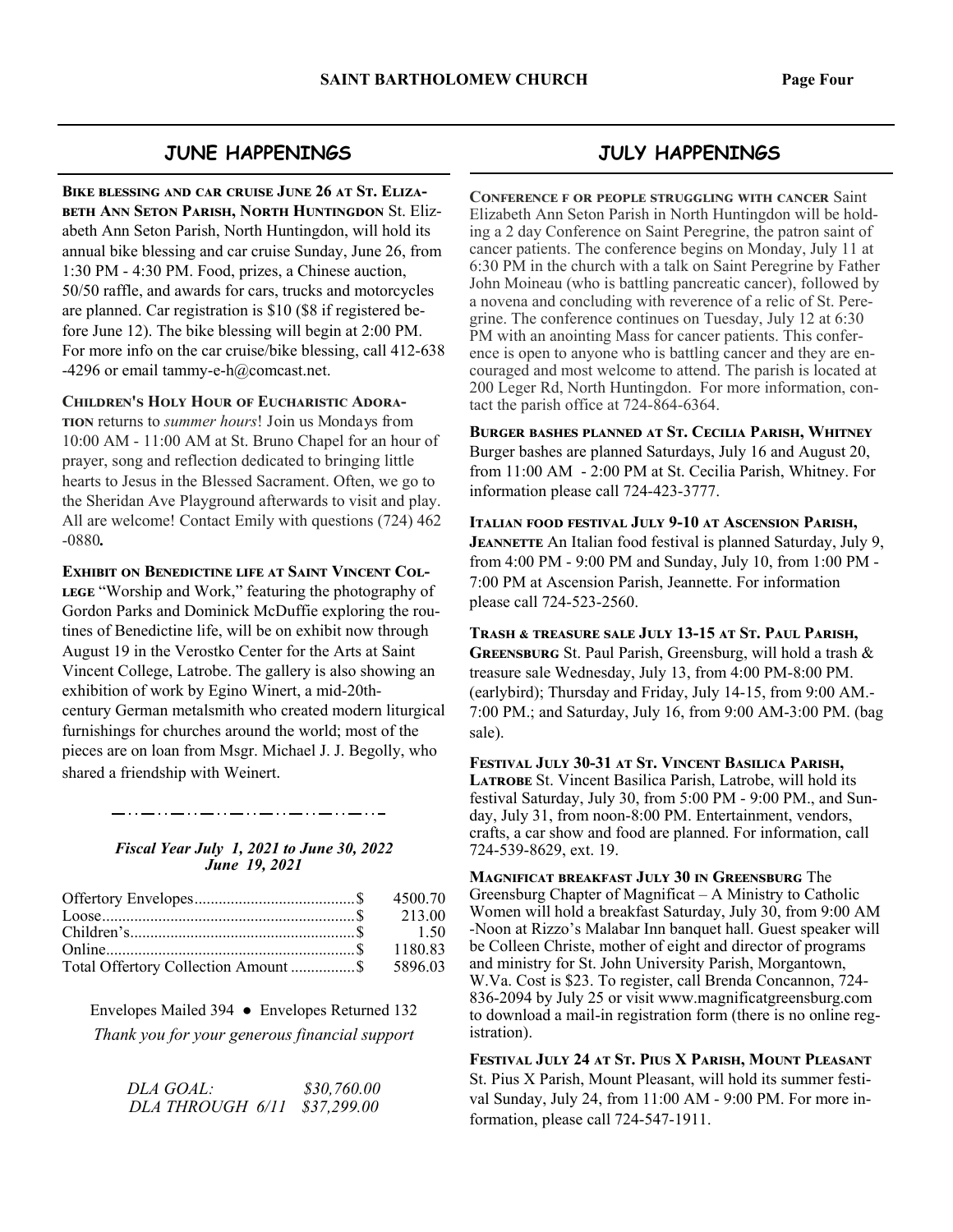## JUNE HAPPENINGS

**Bike blessing and car cruise June 26 at St. Elizabeth Ann Seton Parish, North Huntingdon** St. Elizabeth Ann Seton Parish, North Huntingdon, will hold its annual bike blessing and car cruise Sunday, June 26, from 1:30 PM - 4:30 PM. Food, prizes, a Chinese auction, 50/50 raffle, and awards for cars, trucks and motorcycles are planned. Car registration is $10 ($8 if registered before June 12). The bike blessing will begin at 2:00 PM. For more info on the car cruise/bike blessing, call 412-638-4296 or email tammy-e-h@comcast.net.

**Children's Holy Hour of Eucharistic Adoration** returns to *summer hours*! Join us Mondays from 10:00 AM - 11:00 AM at St. Bruno Chapel for an hour of prayer, song and reflection dedicated to bringing little hearts to Jesus in the Blessed Sacrament. Often, we go to the Sheridan Ave Playground afterwards to visit and play. All are welcome! Contact Emily with questions (724) 462-0880**.**

**Exhibit on Benedictine life at Saint Vincent College** "Worship and Work," featuring the photography of Gordon Parks and Dominick McDuffie exploring the routines of Benedictine life, will be on exhibit now through August 19 in the Verostko Center for the Arts at Saint Vincent College, Latrobe. The gallery is also showing an exhibition of work by Egino Winert, a mid-20th-century German metalsmith who created modern liturgical furnishings for churches around the world; most of the pieces are on loan from Msgr. Michael J. J. Begolly, who shared a friendship with Weinert.

***Fiscal Year July 1, 2021 to June 30, 2022***
***June 19, 2021***

| | |
|---|---|
| Offertory Envelopes | $ 4500.70 |
| Loose | $ 213.00 |
| Children's | $ 1.50 |
| Online | $ 1180.83 |
| Total Offertory Collection Amount | $ 5896.03 |

Envelopes Mailed 394 ● Envelopes Returned 132

*Thank you for your generous financial support*

| | |
|---|---|
| *DLA GOAL:* | *$30,760.00* |
| *DLA THROUGH 6/11* | *$37,299.00* |

## JULY HAPPENINGS

**Conference f or people struggling with cancer** Saint Elizabeth Ann Seton Parish in North Huntingdon will be holding a 2 day Conference on Saint Peregrine, the patron saint of cancer patients. The conference begins on Monday, July 11 at 6:30 PM in the church with a talk on Saint Peregrine by Father John Moineau (who is battling pancreatic cancer), followed by a novena and concluding with reverence of a relic of St. Peregrine. The conference continues on Tuesday, July 12 at 6:30 PM with an anointing Mass for cancer patients. This conference is open to anyone who is battling cancer and they are encouraged and most welcome to attend. The parish is located at 200 Leger Rd, North Huntingdon. For more information, contact the parish office at 724-864-6364.

**Burger bashes planned at St. Cecilia Parish, Whitney** Burger bashes are planned Saturdays, July 16 and August 20, from 11:00 AM - 2:00 PM at St. Cecilia Parish, Whitney. For information please call 724-423-3777.

**Italian food festival July 9-10 at Ascension Parish, Jeannette** An Italian food festival is planned Saturday, July 9, from 4:00 PM - 9:00 PM and Sunday, July 10, from 1:00 PM - 7:00 PM at Ascension Parish, Jeannette. For information please call 724-523-2560.

**Trash & treasure sale July 13-15 at St. Paul Parish, Greensburg** St. Paul Parish, Greensburg, will hold a trash & treasure sale Wednesday, July 13, from 4:00 PM-8:00 PM. (earlybird); Thursday and Friday, July 14-15, from 9:00 AM.-7:00 PM.; and Saturday, July 16, from 9:00 AM-3:00 PM. (bag sale).

**Festival July 30-31 at St. Vincent Basilica Parish, Latrobe** St. Vincent Basilica Parish, Latrobe, will hold its festival Saturday, July 30, from 5:00 PM - 9:00 PM., and Sunday, July 31, from noon-8:00 PM. Entertainment, vendors, crafts, a car show and food are planned. For information, call 724-539-8629, ext. 19.

**Magnificat breakfast July 30 in Greensburg** The Greensburg Chapter of Magnificat – A Ministry to Catholic Women will hold a breakfast Saturday, July 30, from 9:00 AM -Noon at Rizzo's Malabar Inn banquet hall. Guest speaker will be Colleen Christe, mother of eight and director of programs and ministry for St. John University Parish, Morgantown, W.Va. Cost is $23. To register, call Brenda Concannon, 724-836-2094 by July 25 or visit www.magnificatgreensburg.com to download a mail-in registration form (there is no online registration).

**Festival July 24 at St. Pius X Parish, Mount Pleasant** St. Pius X Parish, Mount Pleasant, will hold its summer festival Sunday, July 24, from 11:00 AM - 9:00 PM. For more information, please call 724-547-1911.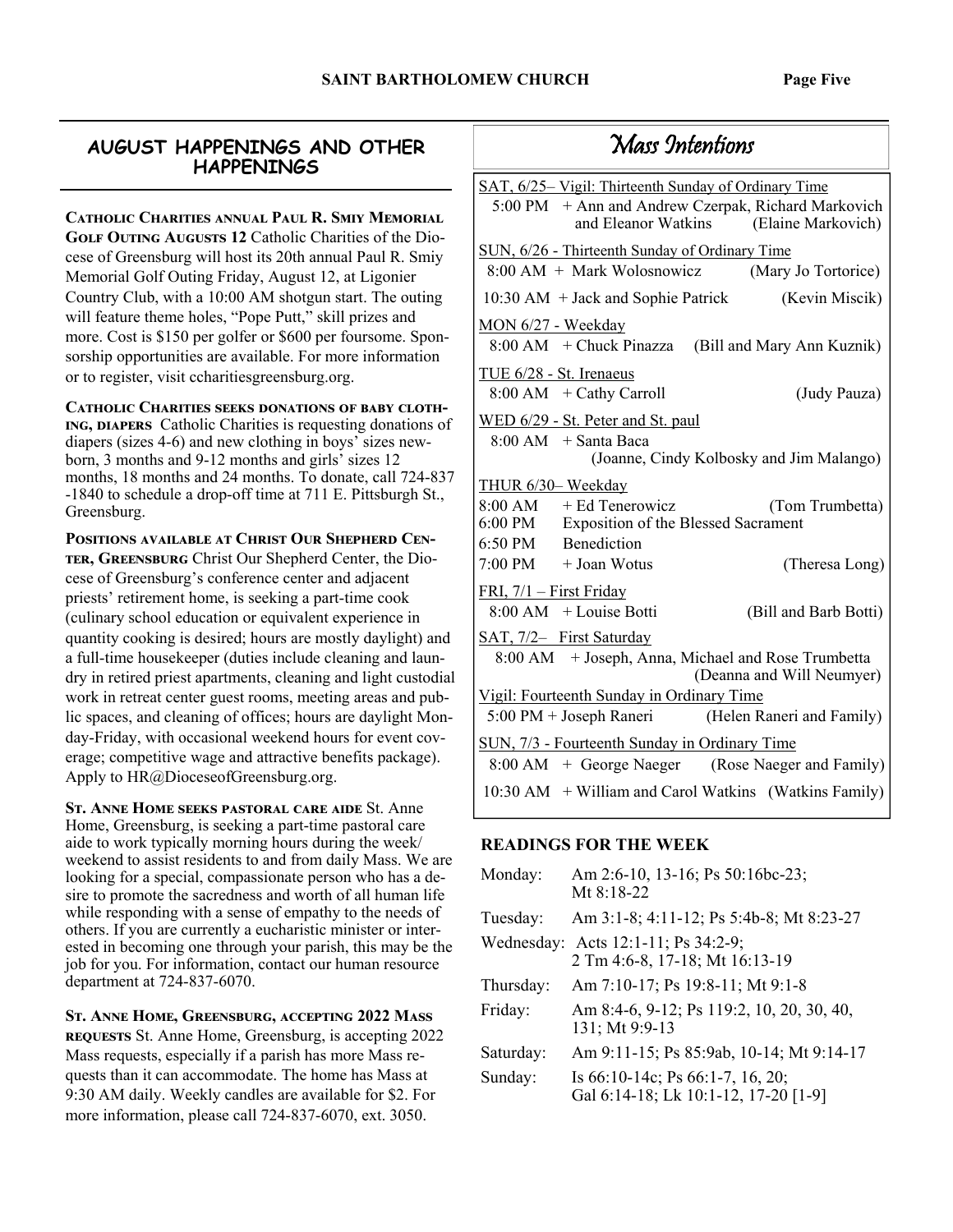## AUGUST HAPPENINGS AND OTHER HAPPENINGS

**Catholic Charities annual Paul R. Smiy Memorial Golf Outing Augusts 12** Catholic Charities of the Diocese of Greensburg will host its 20th annual Paul R. Smiy Memorial Golf Outing Friday, August 12, at Ligonier Country Club, with a 10:00 AM shotgun start. The outing will feature theme holes, "Pope Putt," skill prizes and more. Cost is $150 per golfer or $600 per foursome. Sponsorship opportunities are available. For more information or to register, visit ccharitiesgreensburg.org.

**Catholic Charities seeks donations of baby clothing, diapers** Catholic Charities is requesting donations of diapers (sizes 4-6) and new clothing in boys' sizes newborn, 3 months and 9-12 months and girls' sizes 12 months, 18 months and 24 months. To donate, call 724-837-1840 to schedule a drop-off time at 711 E. Pittsburgh St., Greensburg.

**Positions available at Christ Our Shepherd Center, Greensburg** Christ Our Shepherd Center, the Diocese of Greensburg's conference center and adjacent priests' retirement home, is seeking a part-time cook (culinary school education or equivalent experience in quantity cooking is desired; hours are mostly daylight) and a full-time housekeeper (duties include cleaning and laundry in retired priest apartments, cleaning and light custodial work in retreat center guest rooms, meeting areas and public spaces, and cleaning of offices; hours are daylight Monday-Friday, with occasional weekend hours for event coverage; competitive wage and attractive benefits package). Apply to HR@DioceseofGreensburg.org.

**St. Anne Home seeks pastoral care aide** St. Anne Home, Greensburg, is seeking a part-time pastoral care aide to work typically morning hours during the week/weekend to assist residents to and from daily Mass. We are looking for a special, compassionate person who has a desire to promote the sacredness and worth of all human life while responding with a sense of empathy to the needs of others. If you are currently a eucharistic minister or interested in becoming one through your parish, this may be the job for you. For information, contact our human resource department at 724-837-6070.

**St. Anne Home, Greensburg, accepting 2022 Mass requests** St. Anne Home, Greensburg, is accepting 2022 Mass requests, especially if a parish has more Mass requests than it can accommodate. The home has Mass at 9:30 AM daily. Weekly candles are available for $2. For more information, please call 724-837-6070, ext. 3050.

## *Mass Intentions*

SAT, 6/25– Vigil: Thirteenth Sunday of Ordinary Time
5:00 PM + Ann and Andrew Czerpak, Richard Markovich and Eleanor Watkins (Elaine Markovich)

SUN, 6/26 - Thirteenth Sunday of Ordinary Time
8:00 AM + Mark Wolosnowicz (Mary Jo Tortorice)
10:30 AM + Jack and Sophie Patrick (Kevin Miscik)

MON 6/27 - Weekday
8:00 AM + Chuck Pinazza (Bill and Mary Ann Kuznik)

TUE 6/28 - St. Irenaeus
8:00 AM + Cathy Carroll (Judy Pauza)

WED 6/29 - St. Peter and St. paul
8:00 AM + Santa Baca (Joanne, Cindy Kolbosky and Jim Malango)

THUR 6/30– Weekday
8:00 AM + Ed Tenerowicz (Tom Trumbetta)
6:00 PM Exposition of the Blessed Sacrament
6:50 PM Benediction
7:00 PM + Joan Wotus (Theresa Long)

FRI, 7/1 – First Friday
8:00 AM + Louise Botti (Bill and Barb Botti)

SAT, 7/2– First Saturday
8:00 AM + Joseph, Anna, Michael and Rose Trumbetta (Deanna and Will Neumyer)

Vigil: Fourteenth Sunday in Ordinary Time
5:00 PM + Joseph Raneri (Helen Raneri and Family)

SUN, 7/3 - Fourteenth Sunday in Ordinary Time
8:00 AM + George Naeger (Rose Naeger and Family)
10:30 AM + William and Carol Watkins (Watkins Family)

### READINGS FOR THE WEEK

| | |
|---|---|
| Monday: | Am 2:6-10, 13-16; Ps 50:16bc-23; Mt 8:18-22 |
| Tuesday: | Am 3:1-8; 4:11-12; Ps 5:4b-8; Mt 8:23-27 |
| Wednesday: | Acts 12:1-11; Ps 34:2-9; 2 Tm 4:6-8, 17-18; Mt 16:13-19 |
| Thursday: | Am 7:10-17; Ps 19:8-11; Mt 9:1-8 |
| Friday: | Am 8:4-6, 9-12; Ps 119:2, 10, 20, 30, 40, 131; Mt 9:9-13 |
| Saturday: | Am 9:11-15; Ps 85:9ab, 10-14; Mt 9:14-17 |
| Sunday: | Is 66:10-14c; Ps 66:1-7, 16, 20; Gal 6:14-18; Lk 10:1-12, 17-20 [1-9] |